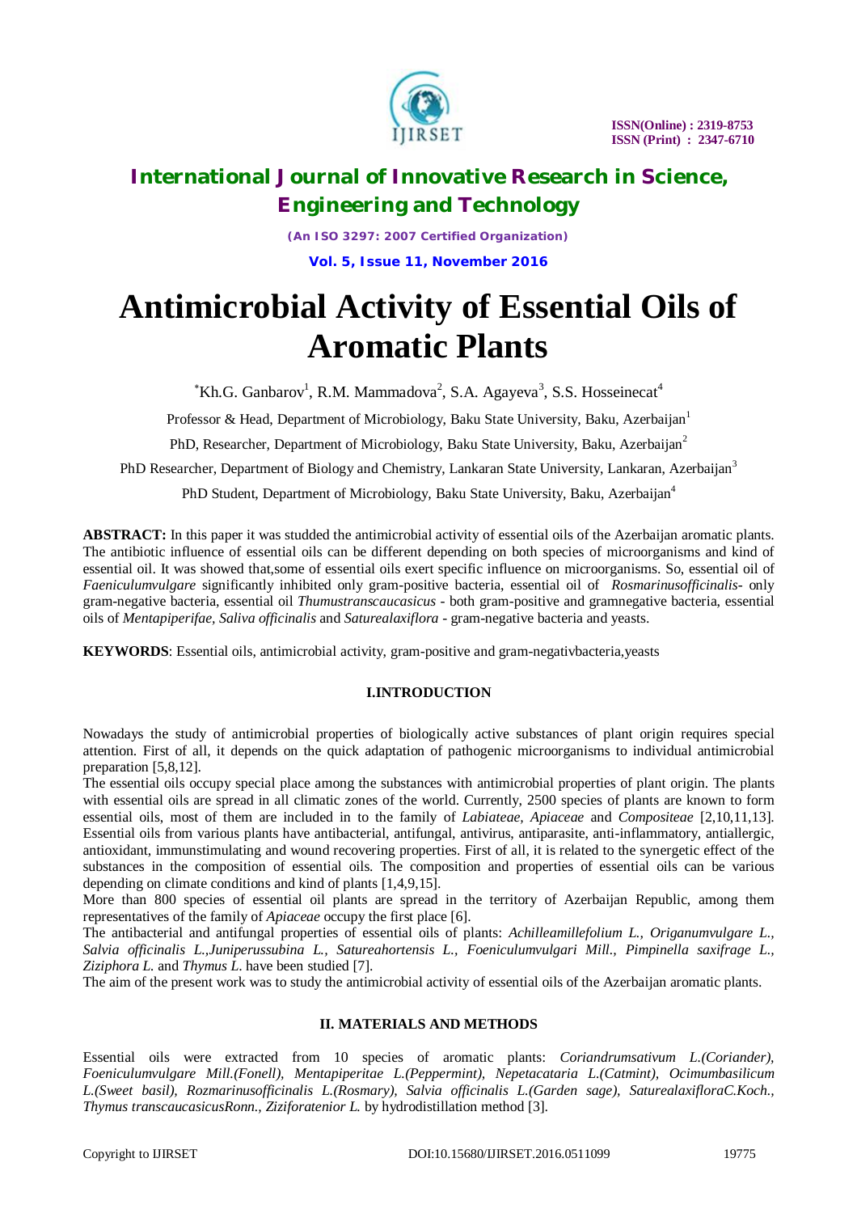# Antimicrobial Activity of Essential Oils of Aromatic Plants

*Kh.G. Ganbarov[1], R.M. Mammadova[2], S.A. Agayeva[3], S.S. Hosseinecat[4]

Professor & Head, Department of Microbiology, Baku State University, Baku, Azerbaijan[1]

PhD, Researcher, Department of Microbiology, Baku State University, Baku, Azerbaijan[2]

PhD Researcher, Department of Biology and Chemistry, Lankaran State University, Lankaran, Azerbaijan[3]

PhD Student, Department of Microbiology, Baku State University, Baku, Azerbaijan[4]

**ABSTRACT:** In this paper it was studded the antimicrobial activity of essential oils of the Azerbaijan aromatic plants. The antibiotic influence of essential oils can be different depending on both species of microorganisms and kind of essential oil. It was showed that,some of essential oils exert specific influence on microorganisms. So, essential oil of *Faeniculumvulgare* significantly inhibited only gram-positive bacteria, essential oil of *Rosmarinusofficinalis*- only gram-negative bacteria, essential oil *Thumustranscaucasicus* - both gram-positive and gramnegative bacteria, essential oils of *Mentapiperifae*, *Saliva officinalis* and *Saturealaxiflora* - gram-negative bacteria and yeasts.

**KEYWORDS**: Essential oils, antimicrobial activity, gram-positive and gram-negativbacteria,yeasts

## I.INTRODUCTION

Nowadays the study of antimicrobial properties of biologically active substances of plant origin requires special attention. First of all, it depends on the quick adaptation of pathogenic microorganisms to individual antimicrobial preparation [5,8,12].

The essential oils occupy special place among the substances with antimicrobial properties of plant origin. The plants with essential oils are spread in all climatic zones of the world. Currently, 2500 species of plants are known to form essential oils, most of them are included in to the family of *Labiateae, Apiaceae* and *Compositeae* [2,10,11,13]. Essential oils from various plants have antibacterial, antifungal, antivirus, antiparasite, anti-inflammatory, antiallergic, antioxidant, immunstimulating and wound recovering properties. First of all, it is related to the synergetic effect of the substances in the composition of essential oils. The composition and properties of essential oils can be various depending on climate conditions and kind of plants [1,4,9,15].

More than 800 species of essential oil plants are spread in the territory of Azerbaijan Republic, among them representatives of the family of *Apiaceae* occupy the first place [6].

The antibacterial and antifungal properties of essential oils of plants: *Achilleamillefolium L., Origanumvulgare L., Salvia officinalis L.,Juniperussubina L., Satureahortensis L., Foeniculumvulgari Mill., Pimpinella saxifrage L., Ziziphora L.* and *Thymus L.* have been studied [7].

The aim of the present work was to study the antimicrobial activity of essential oils of the Azerbaijan aromatic plants.

## II. MATERIALS AND METHODS

Essential oils were extracted from 10 species of aromatic plants: *Coriandrumsativum L.(Coriander), Foeniculumvulgare Mill.(Fonell), Mentapiperitae L.(Peppermint), Nepetacataria L.(Catmint), Ocimumbasilicum L.(Sweet basil), Rozmarinusofficinalis L.(Rosmary), Salvia officinalis L.(Garden sage), SaturealaxifloraC.Koch., Thymus transcaucasicusRonn., Ziziforatenior L.* by hydrodistillation method [3].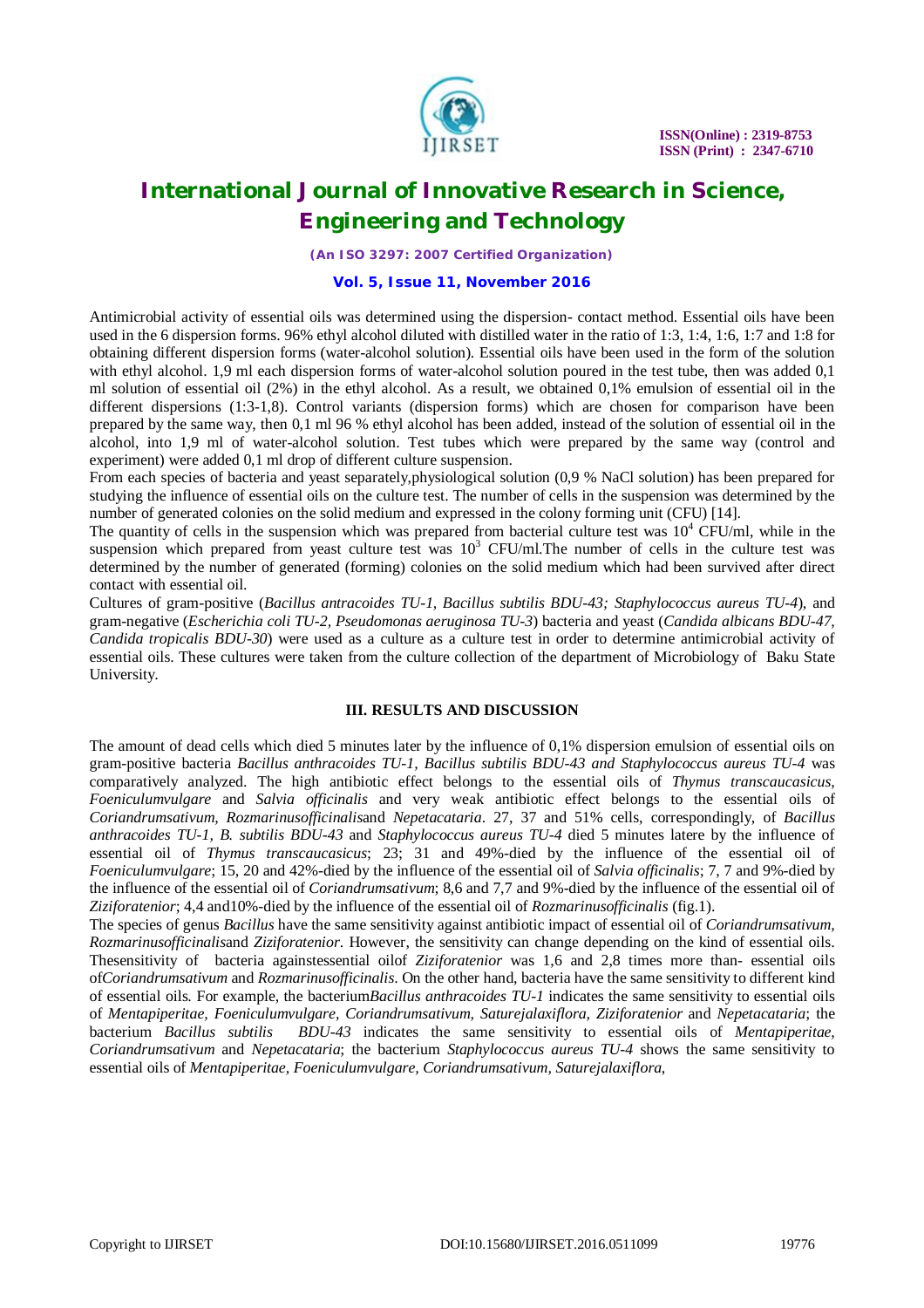Antimicrobial activity of essential oils was determined using the dispersion- contact method. Essential oils have been used in the 6 dispersion forms. 96% ethyl alcohol diluted with distilled water in the ratio of 1:3, 1:4, 1:6, 1:7 and 1:8 for obtaining different dispersion forms (water-alcohol solution). Essential oils have been used in the form of the solution with ethyl alcohol. 1,9 ml each dispersion forms of water-alcohol solution poured in the test tube, then was added 0,1 ml solution of essential oil (2%) in the ethyl alcohol. As a result, we obtained 0,1% emulsion of essential oil in the different dispersions (1:3-1,8). Control variants (dispersion forms) which are chosen for comparison have been prepared by the same way, then 0,1 ml 96 % ethyl alcohol has been added, instead of the solution of essential oil in the alcohol, into 1,9 ml of water-alcohol solution. Test tubes which were prepared by the same way (control and experiment) were added 0,1 ml drop of different culture suspension.

From each species of bacteria and yeast separately,physiological solution (0,9 % NaCl solution) has been prepared for studying the influence of essential oils on the culture test. The number of cells in the suspension was determined by the number of generated colonies on the solid medium and expressed in the colony forming unit (CFU) [14].

The quantity of cells in the suspension which was prepared from bacterial culture test was $10^4$ CFU/ml, while in the suspension which prepared from yeast culture test was $10^3$ CFU/ml.The number of cells in the culture test was determined by the number of generated (forming) colonies on the solid medium which had been survived after direct contact with essential oil.

Cultures of gram-positive (*Bacillus antracoides TU-1, Bacillus subtilis BDU-43; Staphylococcus aureus TU-4*), and gram-negative (*Escherichia coli TU-2, Pseudomonas aeruginosa TU-3*) bacteria and yeast (*Candida albicans BDU-47, Candida tropicalis BDU-30*) were used as a culture as a culture test in order to determine antimicrobial activity of essential oils. These cultures were taken from the culture collection of the department of Microbiology of Baku State University.

## III. RESULTS AND DISCUSSION

The amount of dead cells which died 5 minutes later by the influence of 0,1% dispersion emulsion of essential oils on gram-positive bacteria *Bacillus anthracoides TU-1, Bacillus subtilis BDU-43 and Staphylococcus aureus TU-4* was comparatively analyzed. The high antibiotic effect belongs to the essential oils of *Thymus transcaucasicus, Foeniculumvulgare* and *Salvia officinalis* and very weak antibiotic effect belongs to the essential oils of *Coriandrumsativum, Rozmarinusofficinalis*and *Nepetacataria*. 27, 37 and 51% cells, correspondingly, of *Bacillus anthracoides TU-1*, *B. subtilis BDU-43* and *Staphylococcus aureus TU-4* died 5 minutes latere by the influence of essential oil of *Thymus transcaucasicus*; 23; 31 and 49%-died by the influence of the essential oil of *Foeniculumvulgare*; 15, 20 and 42%-died by the influence of the essential oil of *Salvia officinalis*; 7, 7 and 9%-died by the influence of the essential oil of *Coriandrumsativum*; 8,6 and 7,7 and 9%-died by the influence of the essential oil of *Ziziforatenior*; 4,4 and10%-died by the influence of the essential oil of *Rozmarinusofficinalis* (fig.1).

The species of genus *Bacillus* have the same sensitivity against antibiotic impact of essential oil of *Coriandrumsativum, Rozmarinusofficinalis*and *Ziziforatenior*. However, the sensitivity can change depending on the kind of essential oils. Thesensitivity of bacteria againstessential oilof *Ziziforatenior* was 1,6 and 2,8 times more than- essential oils of*Coriandrumsativum* and *Rozmarinusofficinalis*. On the other hand, bacteria have the same sensitivity to different kind of essential oils. For example, the bacterium*Bacillus anthracoides TU-1* indicates the same sensitivity to essential oils of *Mentapiperitae, Foeniculumvulgare, Coriandrumsativum, Saturejalaxiflora, Ziziforatenior* and *Nepetacataria*; the bacterium *Bacillus subtilis BDU-43* indicates the same sensitivity to essential oils of *Mentapiperitae, Coriandrumsativum* and *Nepetacataria*; the bacterium *Staphylococcus aureus TU-4* shows the same sensitivity to essential oils of *Mentapiperitae, Foeniculumvulgare, Coriandrumsativum, Saturejalaxiflora,*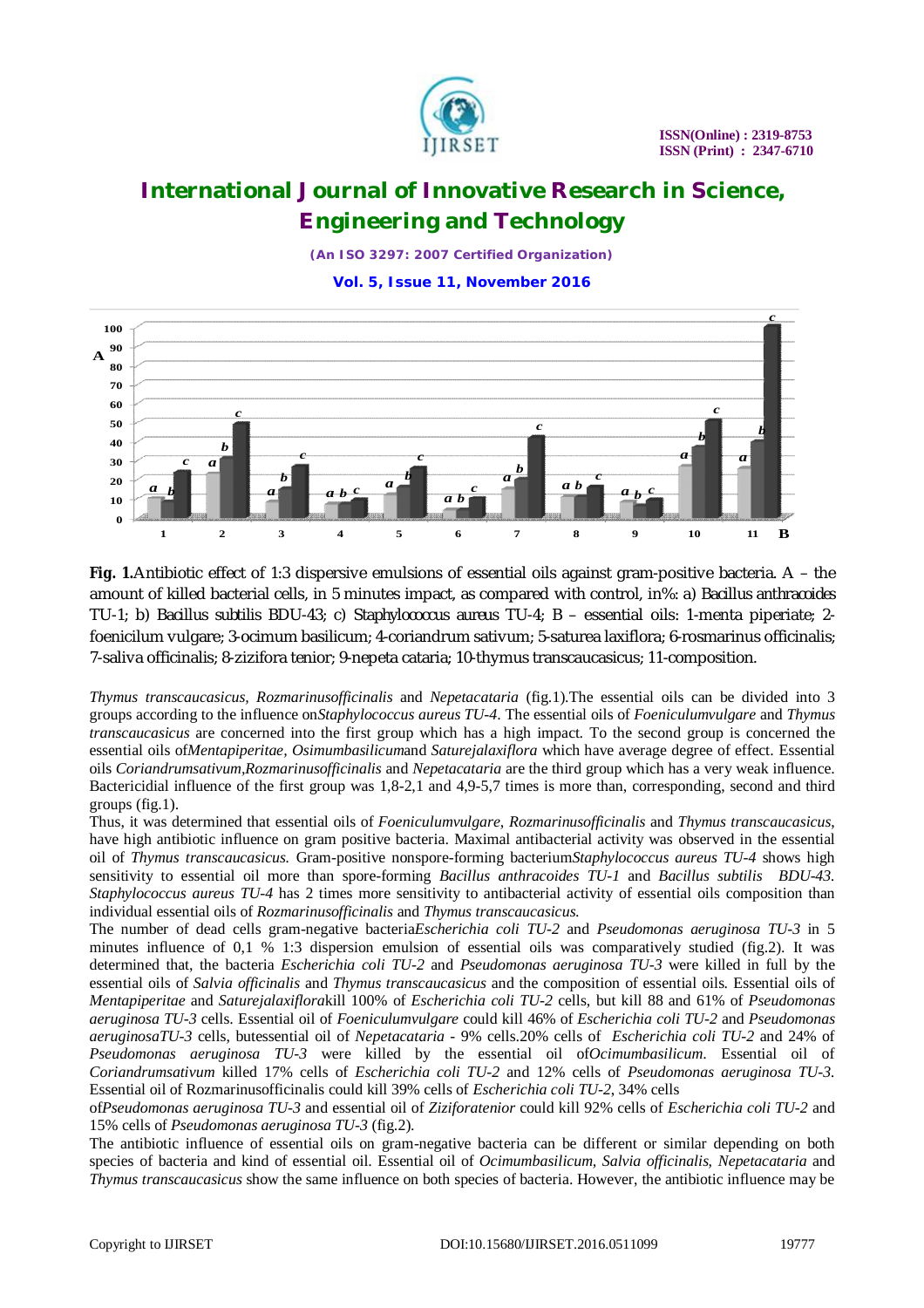**Fig. 1.**Antibiotic effect of 1:3 dispersive emulsions of essential oils against gram-positive bacteria. A – the amount of killed bacterial cells, in 5 minutes impact, as compared with control, in%: a) Bacillus anthracoides TU-1; b) Bacillus subtilis BDU-43; c) Staphylococcus aureus TU-4; B – essential oils: 1-menta piperiate; 2-foenicilum vulgare; 3-ocimum basilicum; 4-coriandrum sativum; 5-saturea laxiflora; 6-rosmarinus officinalis; 7-saliva officinalis; 8-zizifora tenior; 9-nepeta cataria; 10-thymus transcaucasicus; 11-composition.

*Thymus transcaucasicus, Rozmarinusofficinalis* and *Nepetacataria* (fig.1).The essential oils can be divided into 3 groups according to the influence on*Staphylococcus aureus TU-4*. The essential oils of *Foeniculumvulgare* and *Thymus transcaucasicus* are concerned into the first group which has a high impact. To the second group is concerned the essential oils of*Mentapiperitae, Osimumbasilicum*and *Saturejalaxiflora* which have average degree of effect. Essential oils *Coriandrumsativum,Rozmarinusofficinalis* and *Nepetacataria* are the third group which has a very weak influence. Bactericidial influence of the first group was 1,8-2,1 and 4,9-5,7 times is more than, corresponding, second and third groups (fig.1).

Thus, it was determined that essential oils of *Foeniculumvulgare*, *Rozmarinusofficinalis* and *Thymus transcaucasicus*, have high antibiotic influence on gram positive bacteria. Maximal antibacterial activity was observed in the essential oil of *Thymus transcaucasicus.* Gram-positive nonspore-forming bacterium*Staphylococcus aureus TU-4* shows high sensitivity to essential oil more than spore-forming *Bacillus anthracoides TU-1* and *Bacillus subtilis BDU-43*. *Staphylococcus aureus TU-4* has 2 times more sensitivity to antibacterial activity of essential oils composition than individual essential oils of *Rozmarinusofficinalis* and *Thymus transcaucasicus.*

The number of dead cells gram-negative bacteria*Escherichia coli TU-2* and *Pseudomonas aeruginosa TU-3* in 5 minutes influence of 0,1 % 1:3 dispersion emulsion of essential oils was comparatively studied (fig.2). It was determined that, the bacteria *Escherichia coli TU-2* and *Pseudomonas aeruginosa TU-3* were killed in full by the essential oils of *Salvia officinalis* and *Thymus transcaucasicus* and the composition of essential oils. Essential oils of *Mentapiperitae* and *Saturejalaxiflora*kill 100% of *Escherichia coli TU-2* cells, but kill 88 and 61% of *Pseudomonas aeruginosa TU-3* cells. Essential oil of *Foeniculumvulgare* could kill 46% of *Escherichia coli TU-2* and *Pseudomonas aeruginosaTU-3* cells, butessential oil of *Nepetacataria* - 9% cells.20% cells of *Escherichia coli TU-2* and 24% of *Pseudomonas aeruginosa TU-3* were killed by the essential oil of*Ocimumbasilicum*. Essential oil of *Coriandrumsativum* killed 17% cells of *Escherichia coli TU-2* and 12% cells of *Pseudomonas aeruginosa TU-3.* Essential oil of Rozmarinusofficinalis could kill 39% cells of *Escherichia coli TU-2*, 34% cells of*Pseudomonas aeruginosa TU-3* and essential oil of *Ziziforatenior* could kill 92% cells of *Escherichia coli TU-2* and 15% cells of *Pseudomonas aeruginosa TU-3* (fig.2).

The antibiotic influence of essential oils on gram-negative bacteria can be different or similar depending on both species of bacteria and kind of essential oil. Essential oil of *Ocimumbasilicum, Salvia officinalis, Nepetacataria* and *Thymus transcaucasicus* show the same influence on both species of bacteria. However, the antibiotic influence may be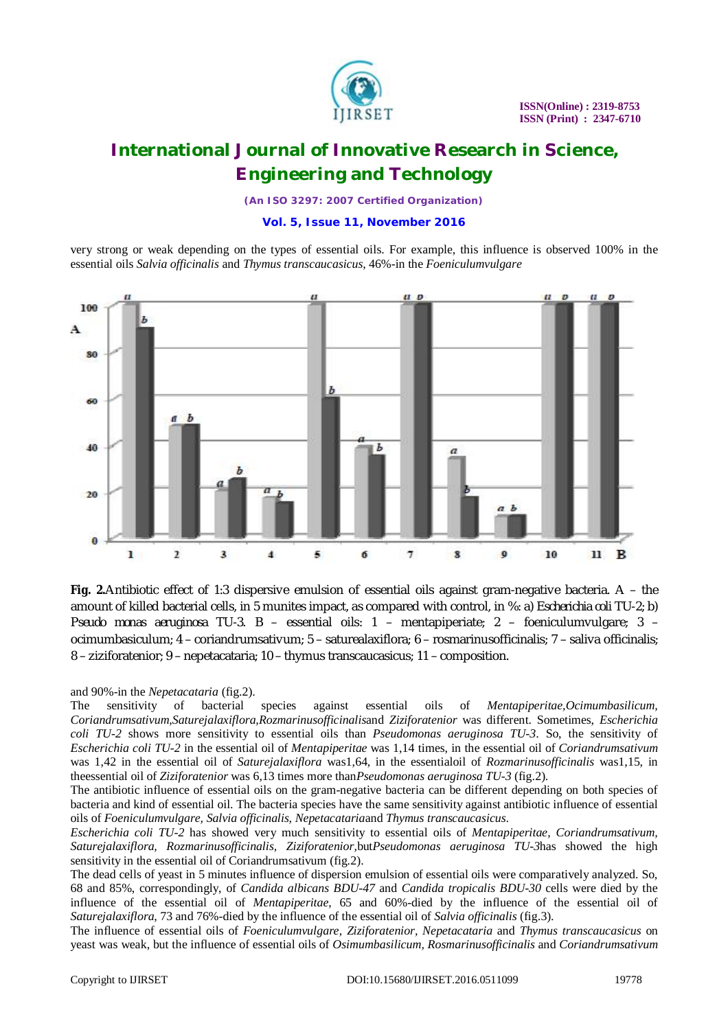very strong or weak depending on the types of essential oils. For example, this influence is observed 100% in the essential oils *Salvia officinalis* and *Thymus transcaucasicus*, 46%-in the *Foeniculumvulgare*

**Fig. 2.**Antibiotic effect of 1:3 dispersive emulsion of essential oils against gram-negative bacteria. A – the amount of killed bacterial cells, in 5 munites impact, as compared with control, in %: a) Escherichia coli TU-2; b) Pseudo monas aeruginosa TU-3. B – essential oils: 1 – mentapiperiate; 2 – foeniculumvulgare; 3 – ocimumbasiculum; 4 – coriandrumsativum; 5 – saturealaxiflora; 6 – rosmarinusofficinalis; 7 – saliva officinalis; 8 – ziziforatenior; 9 – nepetacataria; 10 – thymus transcaucasicus; 11 – composition.

and 90%-in the *Nepetacataria* (fig.2).

The sensitivity of bacterial species against essential oils of *Mentapiperitae,Ocimumbasilicum, Coriandrumsativum,Saturejalaxiflora,Rozmarinusofficinalis*and *Ziziforatenior* was different. Sometimes, *Escherichia coli TU-2* shows more sensitivity to essential oils than *Pseudomonas aeruginosa TU-3*. So, the sensitivity of *Escherichia coli TU-2* in the essential oil of *Mentapiperitae* was 1,14 times, in the essential oil of *Coriandrumsativum* was 1,42 in the essential oil of *Saturejalaxiflora* was1,64, in the essentialoil of *Rozmarinusofficinalis* was1,15, in theessential oil of *Ziziforatenior* was 6,13 times more than*Pseudomonas aeruginosa TU-3* (fig.2).

The antibiotic influence of essential oils on the gram-negative bacteria can be different depending on both species of bacteria and kind of essential oil. The bacteria species have the same sensitivity against antibiotic influence of essential oils of *Foeniculumvulgare, Salvia officinalis, Nepetacataria*and *Thymus transcaucasicus*.

*Escherichia coli TU-2* has showed very much sensitivity to essential oils of *Mentapiperitae, Coriandrumsativum, Saturejalaxiflora, Rozmarinusofficinalis, Ziziforatenior,*but*Pseudomonas aeruginosa TU-3*has showed the high sensitivity in the essential oil of Coriandrumsativum (fig.2).

The dead cells of yeast in 5 minutes influence of dispersion emulsion of essential oils were comparatively analyzed. So, 68 and 85%, correspondingly, of *Candida albicans BDU-47* and *Candida tropicalis BDU-30* cells were died by the influence of the essential oil of *Mentapiperitae*, 65 and 60%-died by the influence of the essential oil of *Saturejalaxiflora*, 73 and 76%-died by the influence of the essential oil of *Salvia officinalis* (fig.3).

The influence of essential oils of *Foeniculumvulgare, Ziziforatenior, Nepetacataria* and *Thymus transcaucasicus* on yeast was weak, but the influence of essential oils of *Osimumbasilicum, Rosmarinusofficinalis* and *Coriandrumsativum*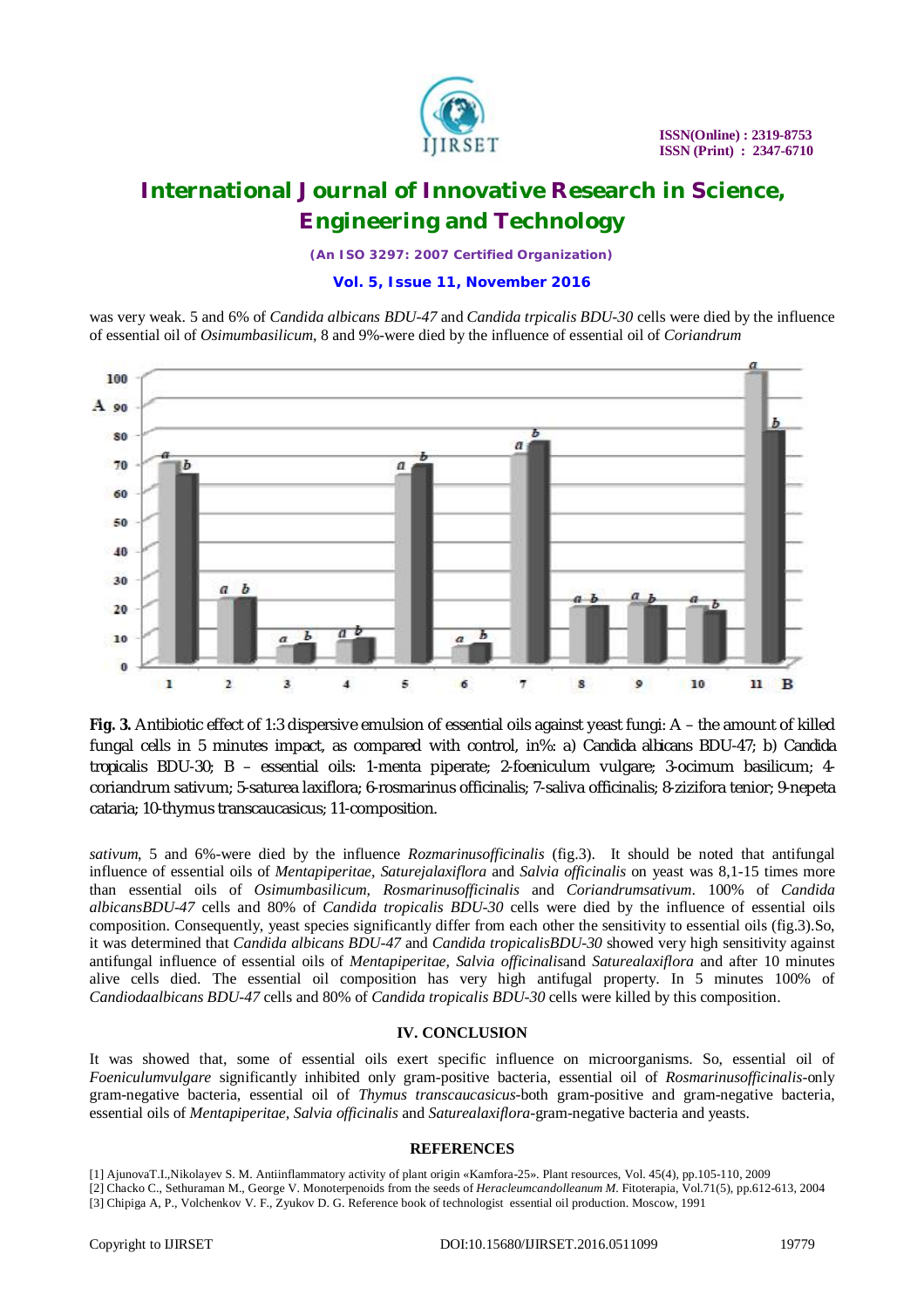was very weak. 5 and 6% of *Candida albicans BDU-47* and *Candida trpicalis BDU-30* cells were died by the influence of essential oil of *Osimumbasilicum*, 8 and 9%-were died by the influence of essential oil of *Coriandrum*

**Fig. 3.** Antibiotic effect of 1:3 dispersive emulsion of essential oils against yeast fungi: A – the amount of killed fungal cells in 5 minutes impact, as compared with control, in%: a) Candida albicans BDU-47; b) Candida tropicalis BDU-30; B – essential oils: 1-menta piperate; 2-foeniculum vulgare; 3-ocimum basilicum; 4-coriandrum sativum; 5-saturea laxiflora; 6-rosmarinus officinalis; 7-saliva officinalis; 8-zizifora tenior; 9-nepeta cataria; 10-thymus transcaucasicus; 11-composition.

*sativum*, 5 and 6%-were died by the influence *Rozmarinusofficinalis* (fig.3). It should be noted that antifungal influence of essential oils of *Mentapiperitae, Saturejalaxiflora* and *Salvia officinalis* on yeast was 8,1-15 times more than essential oils of *Osimumbasilicum, Rosmarinusofficinalis* and *Coriandrumsativum*. 100% of *Candida albicansBDU-47* cells and 80% of *Candida tropicalis BDU-30* cells were died by the influence of essential oils composition. Consequently, yeast species significantly differ from each other the sensitivity to essential oils (fig.3).So, it was determined that *Candida albicans BDU-47* and *Candida tropicalisBDU-30* showed very high sensitivity against antifungal influence of essential oils of *Mentapiperitae, Salvia officinalis*and *Saturealaxiflora* and after 10 minutes alive cells died. The essential oil composition has very high antifungal property. In 5 minutes 100% of *Candiodaalbicans BDU-47* cells and 80% of *Candida tropicalis BDU-30* cells were killed by this composition.

## IV. CONCLUSION

It was showed that, some of essential oils exert specific influence on microorganisms. So, essential oil of *Foeniculumvulgare* significantly inhibited only gram-positive bacteria, essential oil of *Rosmarinusofficinalis*-only gram-negative bacteria, essential oil of *Thymus transcaucasicus*-both gram-positive and gram-negative bacteria, essential oils of *Mentapiperitae, Salvia officinalis* and *Saturealaxiflora*-gram-negative bacteria and yeasts.

## REFERENCES

[1] AjunovaT.I.,Nikolayev S. M. Antiinflammatory activity of plant origin «Kamfora-25». Plant resources, Vol. 45(4), pp.105-110, 2009

[2] Chacko C., Sethuraman M., George V. Monoterpenoids from the seeds of *Heracleumcandolleanum M*. Fitoterapia, Vol.71(5), pp.612-613, 2004

[3] Chipiga A, P., Volchenkov V. F., Zyukov D. G. Reference book of technologist essential oil production. Moscow, 1991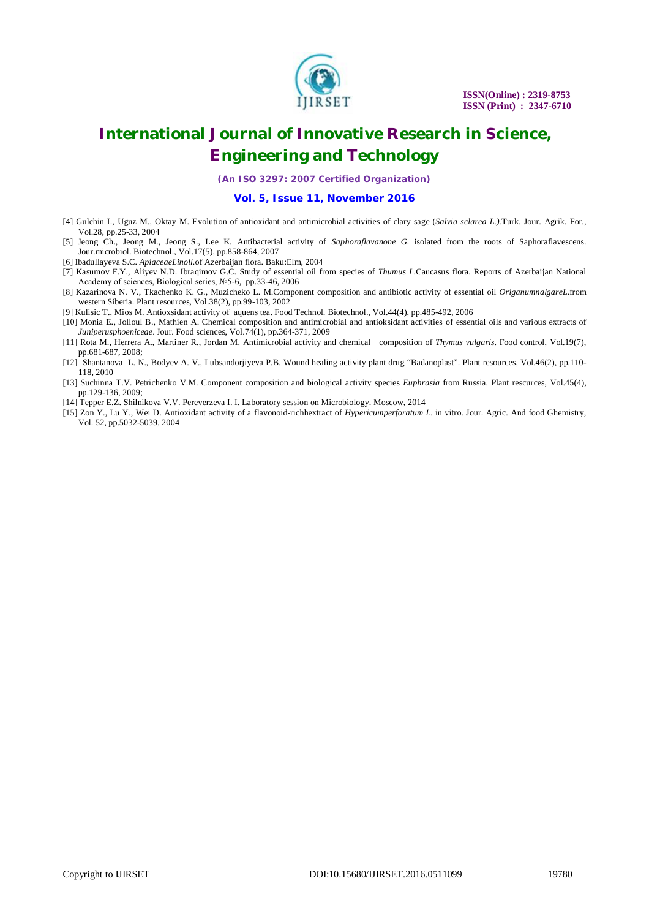[4] Gulchin I., Uguz M., Oktay M. Evolution of antioxidant and antimicrobial activities of clary sage (*Salvia sclarea L.).*Turk. Jour. Agrik. For., Vol.28, pp.25-33, 2004

[5] Jeong Ch., Jeong M., Jeong S., Lee K. Antibacterial activity of *Saphoraflavanone G.* isolated from the roots of Saphoraflavescens. Jour.microbiol. Biotechnol., Vol.17(5), pp.858-864, 2007

[6] Ibadullayeva S.C. *ApiaceaeLinoll.*of Azerbaijan flora. Baku:Elm, 2004

[7] Kasumov F.Y., Aliyev N.D. Ibraqimov G.C. Study of essential oil from species of *Thumus L.*Caucasus flora. Reports of Azerbaijan National Academy of sciences, Biological series, №5-6, pp.33-46, 2006

[8] Kazarinova N. V., Tkachenko K. G., Muzicheko L. M.Component composition and antibiotic activity of essential oil *OriganumnalgareL.*from western Siberia. Plant resources, Vol.38(2), pp.99-103, 2002

[9] Kulisic T., Mios M. Antioxsidant activity of aquens tea. Food Technol. Biotechnol., Vol.44(4), pp.485-492, 2006

[10] Monia E., Jolloul B., Mathien A. Chemical composition and antimicrobial and antioksidant activities of essential oils and various extracts of *Juniperusphoeniceae*. Jour. Food sciences, Vol.74(1), pp.364-371, 2009

[11] Rota M., Herrera A., Martiner R., Jordan M. Antimicrobial activity and chemical composition of *Thymus vulgaris*. Food control, Vol.19(7), pp.681-687, 2008;

[12] Shantanova L. N., Bodyev A. V., Lubsandorjiyeva P.B. Wound healing activity plant drug "Badanoplast". Plant resources, Vol.46(2), pp.110-118, 2010

[13] Suchinna T.V. Petrichenko V.M. Component composition and biological activity species *Euphrasia* from Russia. Plant rescurces, Vol.45(4), pp.129-136, 2009;

[14] Tepper E.Z. Shilnikova V.V. Pereverzeva I. I. Laboratory session on Microbiology. Moscow, 2014

[15] Zon Y., Lu Y., Wei D. Antioxidant activity of a flavonoid-richhextract of *Hypericumperforatum L.* in vitro. Jour. Agric. And food Ghemistry, Vol. 52, pp.5032-5039, 2004